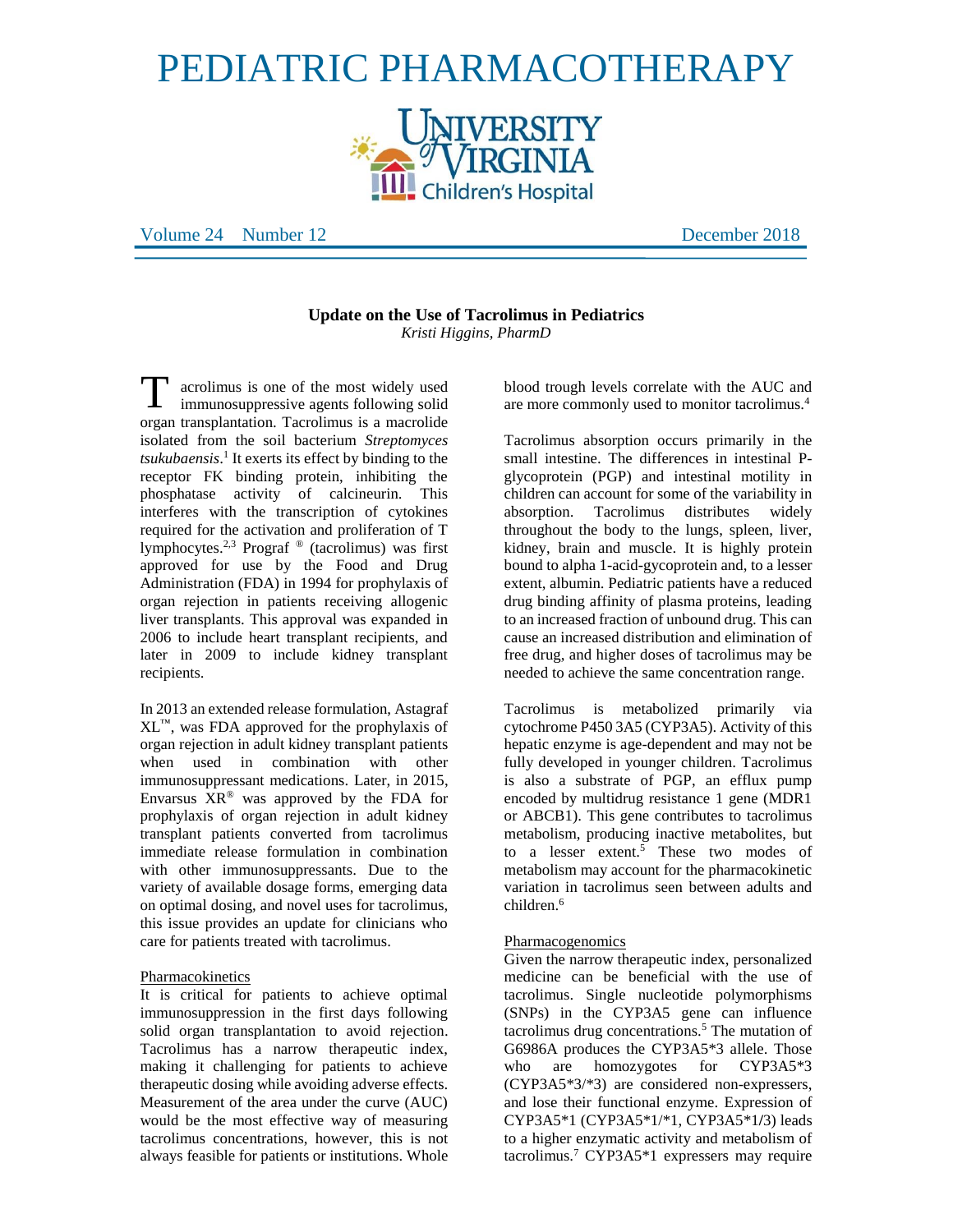# PEDIATRIC PHARMACOTHERAPY

University of Virginia Children's Hospital

Volume 24 Number 12 December 2018

## Update on the Use of Tacrolimus in Pediatrics

*Kristi Higgins, PharmD*

Tacrolimus is one of the most widely used immunosuppressive agents following solid organ transplantation. Tacrolimus is a macrolide isolated from the soil bacterium *Streptomyces tsukubaensis*.[1] It exerts its effect by binding to the receptor FK binding protein, inhibiting the phosphatase activity of calcineurin. This interferes with the transcription of cytokines required for the activation and proliferation of T lymphocytes.[2,3] Prograf ® (tacrolimus) was first approved for use by the Food and Drug Administration (FDA) in 1994 for prophylaxis of organ rejection in patients receiving allogenic liver transplants. This approval was expanded in 2006 to include heart transplant recipients, and later in 2009 to include kidney transplant recipients.

In 2013 an extended release formulation, Astagraf XL™, was FDA approved for the prophylaxis of organ rejection in adult kidney transplant patients when used in combination with other immunosuppressant medications. Later, in 2015, Envarsus XR® was approved by the FDA for prophylaxis of organ rejection in adult kidney transplant patients converted from tacrolimus immediate release formulation in combination with other immunosuppressants. Due to the variety of available dosage forms, emerging data on optimal dosing, and novel uses for tacrolimus, this issue provides an update for clinicians who care for patients treated with tacrolimus.

### Pharmacokinetics

It is critical for patients to achieve optimal immunosuppression in the first days following solid organ transplantation to avoid rejection. Tacrolimus has a narrow therapeutic index, making it challenging for patients to achieve therapeutic dosing while avoiding adverse effects. Measurement of the area under the curve (AUC) would be the most effective way of measuring tacrolimus concentrations, however, this is not always feasible for patients or institutions. Whole blood trough levels correlate with the AUC and are more commonly used to monitor tacrolimus.[4]

Tacrolimus absorption occurs primarily in the small intestine. The differences in intestinal P-glycoprotein (PGP) and intestinal motility in children can account for some of the variability in absorption. Tacrolimus distributes widely throughout the body to the lungs, spleen, liver, kidney, brain and muscle. It is highly protein bound to alpha 1-acid-gycoprotein and, to a lesser extent, albumin. Pediatric patients have a reduced drug binding affinity of plasma proteins, leading to an increased fraction of unbound drug. This can cause an increased distribution and elimination of free drug, and higher doses of tacrolimus may be needed to achieve the same concentration range.

Tacrolimus is metabolized primarily via cytochrome P450 3A5 (CYP3A5). Activity of this hepatic enzyme is age-dependent and may not be fully developed in younger children. Tacrolimus is also a substrate of PGP, an efflux pump encoded by multidrug resistance 1 gene (MDR1 or ABCB1). This gene contributes to tacrolimus metabolism, producing inactive metabolites, but to a lesser extent.[5] These two modes of metabolism may account for the pharmacokinetic variation in tacrolimus seen between adults and children.[6]

### Pharmacogenomics

Given the narrow therapeutic index, personalized medicine can be beneficial with the use of tacrolimus. Single nucleotide polymorphisms (SNPs) in the CYP3A5 gene can influence tacrolimus drug concentrations.[5] The mutation of G6986A produces the CYP3A5*3 allele. Those who are homozygotes for CYP3A5*3 (CYP3A5*3/*3) are considered non-expressers, and lose their functional enzyme. Expression of CYP3A5*1 (CYP3A5*1/*1, CYP3A5*1/3) leads to a higher enzymatic activity and metabolism of tacrolimus.[7] CYP3A5*1 expressers may require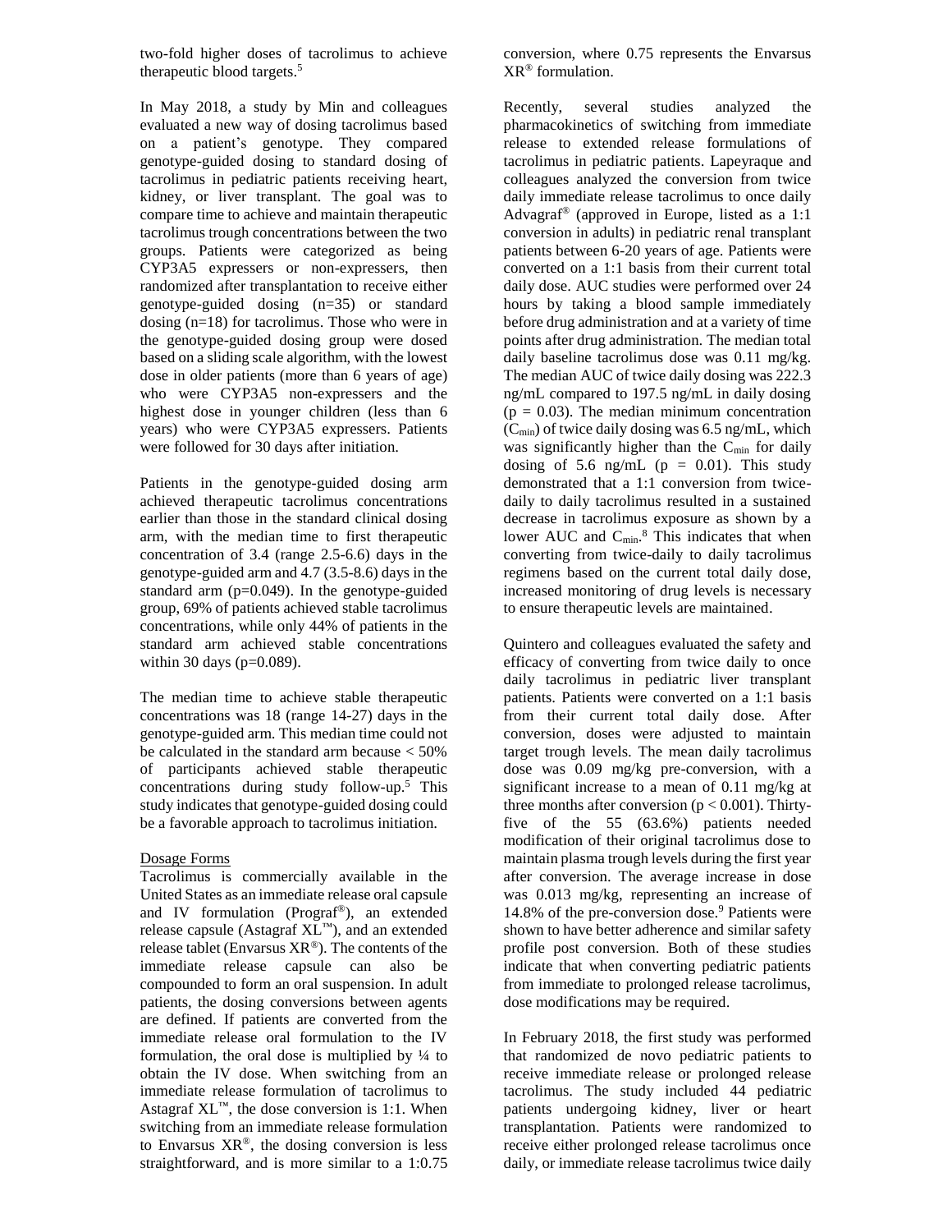two-fold higher doses of tacrolimus to achieve therapeutic blood targets.[5]

In May 2018, a study by Min and colleagues evaluated a new way of dosing tacrolimus based on a patient's genotype. They compared genotype-guided dosing to standard dosing of tacrolimus in pediatric patients receiving heart, kidney, or liver transplant. The goal was to compare time to achieve and maintain therapeutic tacrolimus trough concentrations between the two groups. Patients were categorized as being CYP3A5 expressers or non-expressers, then randomized after transplantation to receive either genotype-guided dosing (n=35) or standard dosing (n=18) for tacrolimus. Those who were in the genotype-guided dosing group were dosed based on a sliding scale algorithm, with the lowest dose in older patients (more than 6 years of age) who were CYP3A5 non-expressers and the highest dose in younger children (less than 6 years) who were CYP3A5 expressers. Patients were followed for 30 days after initiation.

Patients in the genotype-guided dosing arm achieved therapeutic tacrolimus concentrations earlier than those in the standard clinical dosing arm, with the median time to first therapeutic concentration of 3.4 (range 2.5-6.6) days in the genotype-guided arm and 4.7 (3.5-8.6) days in the standard arm (p=0.049). In the genotype-guided group, 69% of patients achieved stable tacrolimus concentrations, while only 44% of patients in the standard arm achieved stable concentrations within 30 days (p=0.089).

The median time to achieve stable therapeutic concentrations was 18 (range 14-27) days in the genotype-guided arm. This median time could not be calculated in the standard arm because < 50% of participants achieved stable therapeutic concentrations during study follow-up.[5] This study indicates that genotype-guided dosing could be a favorable approach to tacrolimus initiation.

Dosage Forms

Tacrolimus is commercially available in the United States as an immediate release oral capsule and IV formulation (Prograf®), an extended release capsule (Astagraf XL™), and an extended release tablet (Envarsus XR®). The contents of the immediate release capsule can also be compounded to form an oral suspension. In adult patients, the dosing conversions between agents are defined. If patients are converted from the immediate release oral formulation to the IV formulation, the oral dose is multiplied by ¼ to obtain the IV dose. When switching from an immediate release formulation of tacrolimus to Astagraf XL™, the dose conversion is 1:1. When switching from an immediate release formulation to Envarsus XR®, the dosing conversion is less straightforward, and is more similar to a 1:0.75 conversion, where 0.75 represents the Envarsus XR® formulation.

Recently, several studies analyzed the pharmacokinetics of switching from immediate release to extended release formulations of tacrolimus in pediatric patients. Lapeyraque and colleagues analyzed the conversion from twice daily immediate release tacrolimus to once daily Advagraf® (approved in Europe, listed as a 1:1 conversion in adults) in pediatric renal transplant patients between 6-20 years of age. Patients were converted on a 1:1 basis from their current total daily dose. AUC studies were performed over 24 hours by taking a blood sample immediately before drug administration and at a variety of time points after drug administration. The median total daily baseline tacrolimus dose was 0.11 mg/kg. The median AUC of twice daily dosing was 222.3 ng/mL compared to 197.5 ng/mL in daily dosing ($p = 0.03$). The median minimum concentration ($C_{min}$) of twice daily dosing was 6.5 ng/mL, which was significantly higher than the $C_{min}$ for daily dosing of 5.6 ng/mL ($p = 0.01$). This study demonstrated that a 1:1 conversion from twice-daily to daily tacrolimus resulted in a sustained decrease in tacrolimus exposure as shown by a lower AUC and $C_{min}$.[8] This indicates that when converting from twice-daily to daily tacrolimus regimens based on the current total daily dose, increased monitoring of drug levels is necessary to ensure therapeutic levels are maintained.

Quintero and colleagues evaluated the safety and efficacy of converting from twice daily to once daily tacrolimus in pediatric liver transplant patients. Patients were converted on a 1:1 basis from their current total daily dose. After conversion, doses were adjusted to maintain target trough levels. The mean daily tacrolimus dose was 0.09 mg/kg pre-conversion, with a significant increase to a mean of 0.11 mg/kg at three months after conversion ($p < 0.001$). Thirty-five of the 55 (63.6%) patients needed modification of their original tacrolimus dose to maintain plasma trough levels during the first year after conversion. The average increase in dose was 0.013 mg/kg, representing an increase of 14.8% of the pre-conversion dose.[9] Patients were shown to have better adherence and similar safety profile post conversion. Both of these studies indicate that when converting pediatric patients from immediate to prolonged release tacrolimus, dose modifications may be required.

In February 2018, the first study was performed that randomized de novo pediatric patients to receive immediate release or prolonged release tacrolimus. The study included 44 pediatric patients undergoing kidney, liver or heart transplantation. Patients were randomized to receive either prolonged release tacrolimus once daily, or immediate release tacrolimus twice daily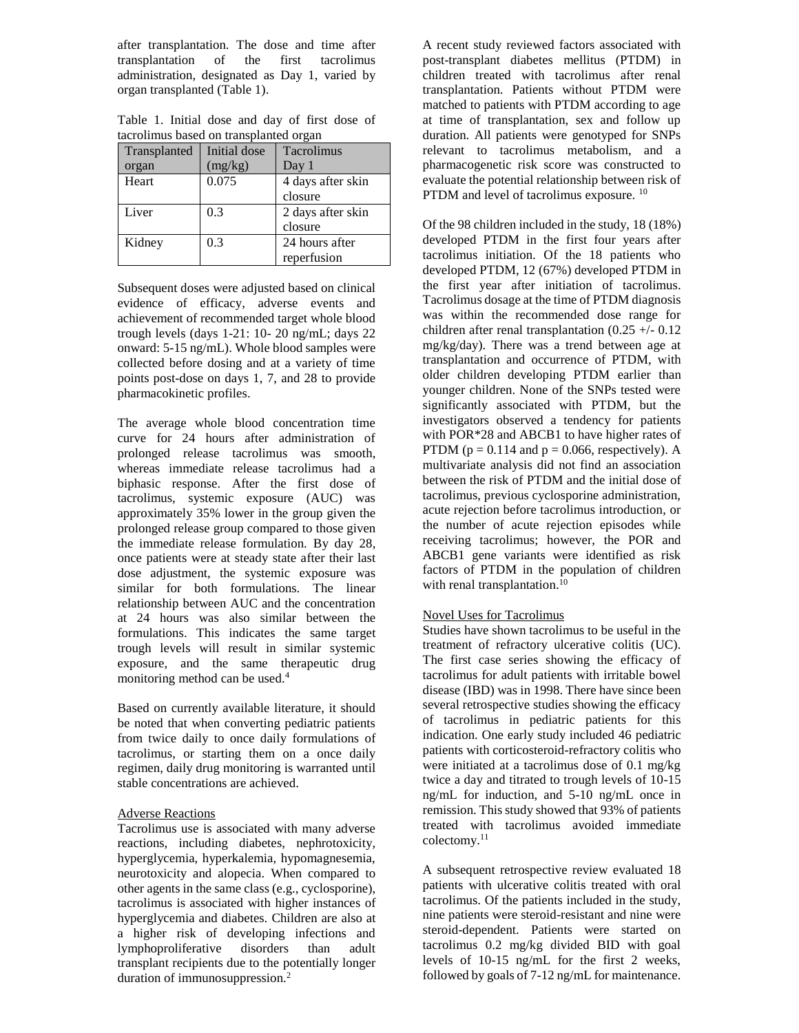after transplantation. The dose and time after transplantation of the first tacrolimus administration, designated as Day 1, varied by organ transplanted (Table 1).

Table 1. Initial dose and day of first dose of tacrolimus based on transplanted organ

| Transplanted organ | Initial dose (mg/kg) | Tacrolimus Day 1 |
|---|---|---|
| Heart | 0.075 | 4 days after skin closure |
| Liver | 0.3 | 2 days after skin closure |
| Kidney | 0.3 | 24 hours after reperfusion |

Subsequent doses were adjusted based on clinical evidence of efficacy, adverse events and achievement of recommended target whole blood trough levels (days 1-21: 10- 20 ng/mL; days 22 onward: 5-15 ng/mL). Whole blood samples were collected before dosing and at a variety of time points post-dose on days 1, 7, and 28 to provide pharmacokinetic profiles.

The average whole blood concentration time curve for 24 hours after administration of prolonged release tacrolimus was smooth, whereas immediate release tacrolimus had a biphasic response. After the first dose of tacrolimus, systemic exposure (AUC) was approximately 35% lower in the group given the prolonged release group compared to those given the immediate release formulation. By day 28, once patients were at steady state after their last dose adjustment, the systemic exposure was similar for both formulations. The linear relationship between AUC and the concentration at 24 hours was also similar between the formulations. This indicates the same target trough levels will result in similar systemic exposure, and the same therapeutic drug monitoring method can be used.[4]

Based on currently available literature, it should be noted that when converting pediatric patients from twice daily to once daily formulations of tacrolimus, or starting them on a once daily regimen, daily drug monitoring is warranted until stable concentrations are achieved.

Adverse Reactions

Tacrolimus use is associated with many adverse reactions, including diabetes, nephrotoxicity, hyperglycemia, hyperkalemia, hypomagnesemia, neurotoxicity and alopecia. When compared to other agents in the same class (e.g., cyclosporine), tacrolimus is associated with higher instances of hyperglycemia and diabetes. Children are also at a higher risk of developing infections and lymphoproliferative disorders than adult transplant recipients due to the potentially longer duration of immunosuppression.[2]

A recent study reviewed factors associated with post-transplant diabetes mellitus (PTDM) in children treated with tacrolimus after renal transplantation. Patients without PTDM were matched to patients with PTDM according to age at time of transplantation, sex and follow up duration. All patients were genotyped for SNPs relevant to tacrolimus metabolism, and a pharmacogenetic risk score was constructed to evaluate the potential relationship between risk of PTDM and level of tacrolimus exposure.[10]

Of the 98 children included in the study, 18 (18%) developed PTDM in the first four years after tacrolimus initiation. Of the 18 patients who developed PTDM, 12 (67%) developed PTDM in the first year after initiation of tacrolimus. Tacrolimus dosage at the time of PTDM diagnosis was within the recommended dose range for children after renal transplantation (0.25 +/- 0.12 mg/kg/day). There was a trend between age at transplantation and occurrence of PTDM, with older children developing PTDM earlier than younger children. None of the SNPs tested were significantly associated with PTDM, but the investigators observed a tendency for patients with POR*28 and ABCB1 to have higher rates of PTDM ($p = 0.114$ and $p = 0.066$, respectively). A multivariate analysis did not find an association between the risk of PTDM and the initial dose of tacrolimus, previous cyclosporine administration, acute rejection before tacrolimus introduction, or the number of acute rejection episodes while receiving tacrolimus; however, the POR and ABCB1 gene variants were identified as risk factors of PTDM in the population of children with renal transplantation.[10]

Novel Uses for Tacrolimus

Studies have shown tacrolimus to be useful in the treatment of refractory ulcerative colitis (UC). The first case series showing the efficacy of tacrolimus for adult patients with irritable bowel disease (IBD) was in 1998. There have since been several retrospective studies showing the efficacy of tacrolimus in pediatric patients for this indication. One early study included 46 pediatric patients with corticosteroid-refractory colitis who were initiated at a tacrolimus dose of 0.1 mg/kg twice a day and titrated to trough levels of 10-15 ng/mL for induction, and 5-10 ng/mL once in remission. This study showed that 93% of patients treated with tacrolimus avoided immediate colectomy.[11]

A subsequent retrospective review evaluated 18 patients with ulcerative colitis treated with oral tacrolimus. Of the patients included in the study, nine patients were steroid-resistant and nine were steroid-dependent. Patients were started on tacrolimus 0.2 mg/kg divided BID with goal levels of 10-15 ng/mL for the first 2 weeks, followed by goals of 7-12 ng/mL for maintenance.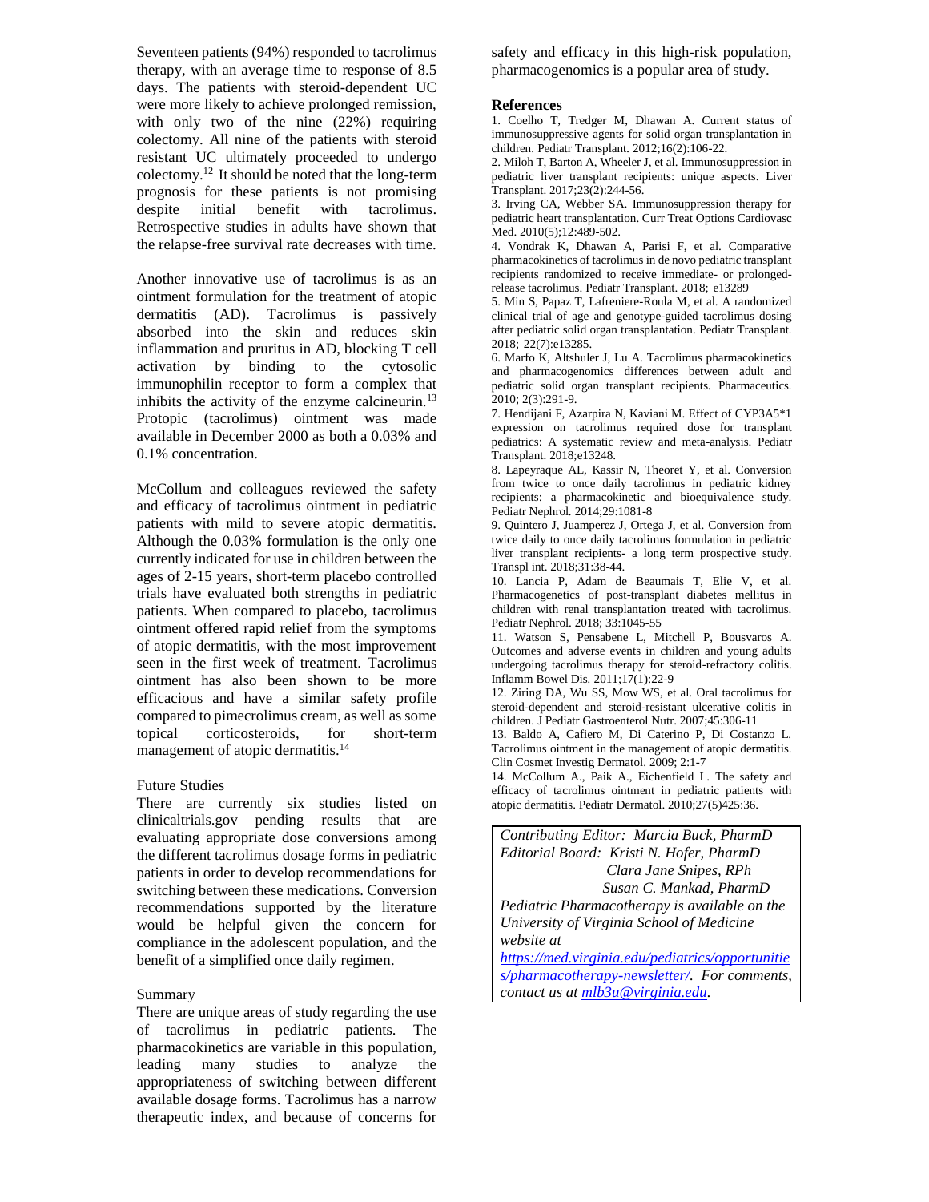Seventeen patients (94%) responded to tacrolimus therapy, with an average time to response of 8.5 days. The patients with steroid-dependent UC were more likely to achieve prolonged remission, with only two of the nine (22%) requiring colectomy. All nine of the patients with steroid resistant UC ultimately proceeded to undergo colectomy.[12] It should be noted that the long-term prognosis for these patients is not promising despite initial benefit with tacrolimus. Retrospective studies in adults have shown that the relapse-free survival rate decreases with time.

Another innovative use of tacrolimus is as an ointment formulation for the treatment of atopic dermatitis (AD). Tacrolimus is passively absorbed into the skin and reduces skin inflammation and pruritus in AD, blocking T cell activation by binding to the cytosolic immunophilin receptor to form a complex that inhibits the activity of the enzyme calcineurin.[13] Protopic (tacrolimus) ointment was made available in December 2000 as both a 0.03% and 0.1% concentration.

McCollum and colleagues reviewed the safety and efficacy of tacrolimus ointment in pediatric patients with mild to severe atopic dermatitis. Although the 0.03% formulation is the only one currently indicated for use in children between the ages of 2-15 years, short-term placebo controlled trials have evaluated both strengths in pediatric patients. When compared to placebo, tacrolimus ointment offered rapid relief from the symptoms of atopic dermatitis, with the most improvement seen in the first week of treatment. Tacrolimus ointment has also been shown to be more efficacious and have a similar safety profile compared to pimecrolimus cream, as well as some topical corticosteroids, for short-term management of atopic dermatitis.[14]

## Future Studies

There are currently six studies listed on clinicaltrials.gov pending results that are evaluating appropriate dose conversions among the different tacrolimus dosage forms in pediatric patients in order to develop recommendations for switching between these medications. Conversion recommendations supported by the literature would be helpful given the concern for compliance in the adolescent population, and the benefit of a simplified once daily regimen.

## Summary

There are unique areas of study regarding the use of tacrolimus in pediatric patients. The pharmacokinetics are variable in this population, leading many studies to analyze the appropriateness of switching between different available dosage forms. Tacrolimus has a narrow therapeutic index, and because of concerns for safety and efficacy in this high-risk population, pharmacogenomics is a popular area of study.

## References

1. Coelho T, Tredger M, Dhawan A. Current status of immunosuppressive agents for solid organ transplantation in children. Pediatr Transplant. 2012;16(2):106-22.
2. Miloh T, Barton A, Wheeler J, et al. Immunosuppression in pediatric liver transplant recipients: unique aspects. Liver Transplant. 2017;23(2):244-56.
3. Irving CA, Webber SA. Immunosuppression therapy for pediatric heart transplantation. Curr Treat Options Cardiovasc Med. 2010(5);12:489-502.
4. Vondrak K, Dhawan A, Parisi F, et al. Comparative pharmacokinetics of tacrolimus in de novo pediatric transplant recipients randomized to receive immediate- or prolonged-release tacrolimus. Pediatr Transplant. 2018; e13289
5. Min S, Papaz T, Lafreniere-Roula M, et al. A randomized clinical trial of age and genotype-guided tacrolimus dosing after pediatric solid organ transplantation. Pediatr Transplant. 2018; 22(7):e13285.
6. Marfo K, Altshuler J, Lu A. Tacrolimus pharmacokinetics and pharmacogenomics differences between adult and pediatric solid organ transplant recipients. Pharmaceutics. 2010; 2(3):291-9.
7. Hendijani F, Azarpira N, Kaviani M. Effect of CYP3A5*1 expression on tacrolimus required dose for transplant pediatrics: A systematic review and meta-analysis. Pediatr Transplant. 2018;e13248.
8. Lapeyraque AL, Kassir N, Theoret Y, et al. Conversion from twice to once daily tacrolimus in pediatric kidney recipients: a pharmacokinetic and bioequivalence study. Pediatr Nephrol. 2014;29:1081-8
9. Quintero J, Juamperez J, Ortega J, et al. Conversion from twice daily to once daily tacrolimus formulation in pediatric liver transplant recipients- a long term prospective study. Transpl int. 2018;31:38-44.
10. Lancia P, Adam de Beaumais T, Elie V, et al. Pharmacogenetics of post-transplant diabetes mellitus in children with renal transplantation treated with tacrolimus. Pediatr Nephrol. 2018; 33:1045-55
11. Watson S, Pensabene L, Mitchell P, Bousvaros A. Outcomes and adverse events in children and young adults undergoing tacrolimus therapy for steroid-refractory colitis. Inflamm Bowel Dis. 2011;17(1):22-9
12. Ziring DA, Wu SS, Mow WS, et al. Oral tacrolimus for steroid-dependent and steroid-resistant ulcerative colitis in children. J Pediatr Gastroenterol Nutr. 2007;45:306-11
13. Baldo A, Cafiero M, Di Caterino P, Di Costanzo L. Tacrolimus ointment in the management of atopic dermatitis. Clin Cosmet Investig Dermatol. 2009; 2:1-7
14. McCollum A., Paik A., Eichenfield L. The safety and efficacy of tacrolimus ointment in pediatric patients with atopic dermatitis. Pediatr Dermatol. 2010;27(5)425:36.

*Contributing Editor: Marcia Buck, PharmD*
*Editorial Board: Kristi N. Hofer, PharmD*
*Clara Jane Snipes, RPh*
*Susan C. Mankad, PharmD*
*Pediatric Pharmacotherapy is available on the University of Virginia School of Medicine website at https://med.virginia.edu/pediatrics/opportunities/pharmacotherapy-newsletter/. For comments, contact us at mlb3u@virginia.edu.*